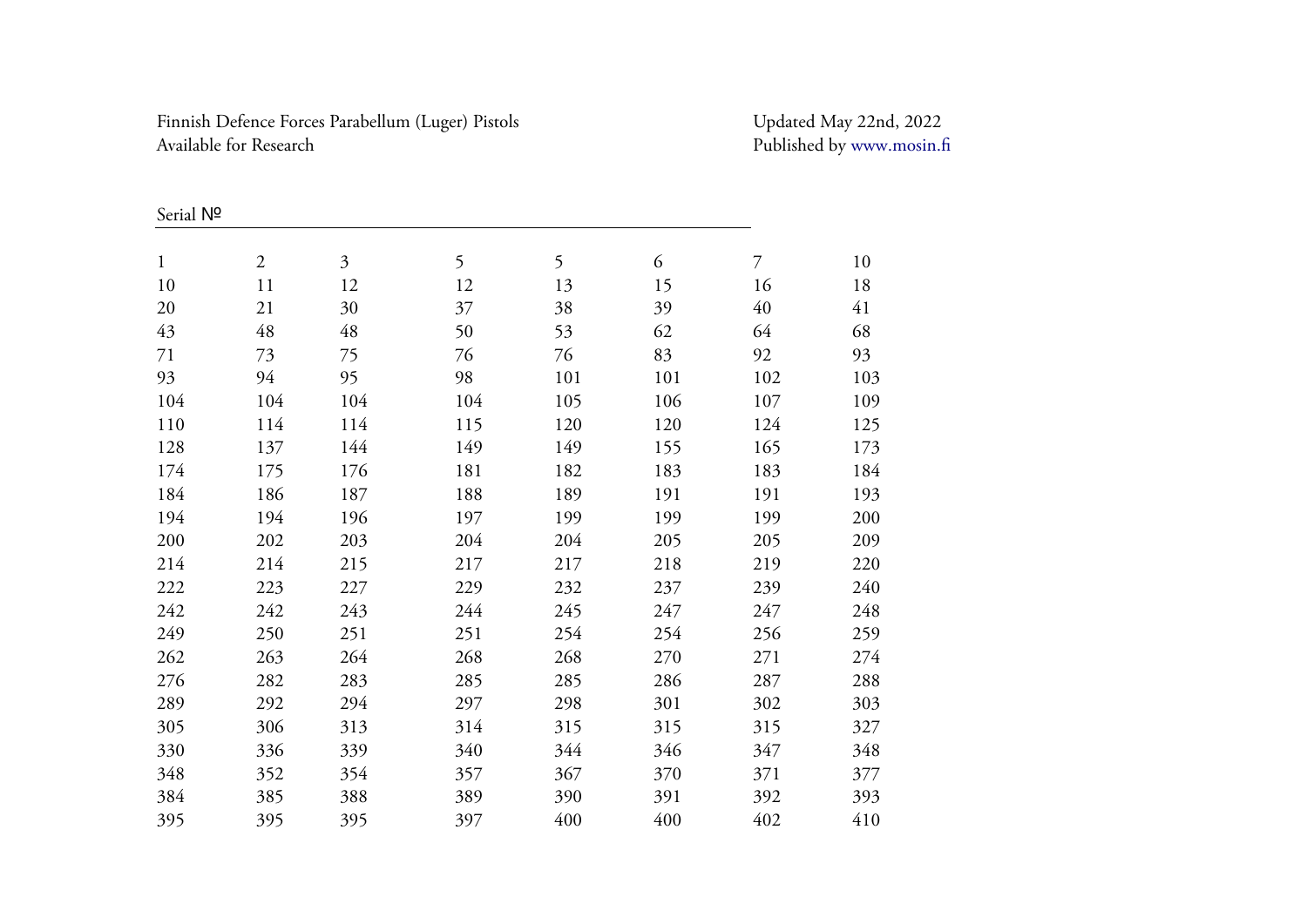Finnish Defence Forces Parabellum (Luger) Pistols
Available for Research

Updated May 22nd, 2022
Published by www.mosin.fi

Serial №

| | | | | | | | |
|---|---|---|---|---|---|---|---|
| 1 | 2 | 3 | 5 | 5 | 6 | 7 | 10 |
| 10 | 11 | 12 | 12 | 13 | 15 | 16 | 18 |
| 20 | 21 | 30 | 37 | 38 | 39 | 40 | 41 |
| 43 | 48 | 48 | 50 | 53 | 62 | 64 | 68 |
| 71 | 73 | 75 | 76 | 76 | 83 | 92 | 93 |
| 93 | 94 | 95 | 98 | 101 | 101 | 102 | 103 |
| 104 | 104 | 104 | 104 | 105 | 106 | 107 | 109 |
| 110 | 114 | 114 | 115 | 120 | 120 | 124 | 125 |
| 128 | 137 | 144 | 149 | 149 | 155 | 165 | 173 |
| 174 | 175 | 176 | 181 | 182 | 183 | 183 | 184 |
| 184 | 186 | 187 | 188 | 189 | 191 | 191 | 193 |
| 194 | 194 | 196 | 197 | 199 | 199 | 199 | 200 |
| 200 | 202 | 203 | 204 | 204 | 205 | 205 | 209 |
| 214 | 214 | 215 | 217 | 217 | 218 | 219 | 220 |
| 222 | 223 | 227 | 229 | 232 | 237 | 239 | 240 |
| 242 | 242 | 243 | 244 | 245 | 247 | 247 | 248 |
| 249 | 250 | 251 | 251 | 254 | 254 | 256 | 259 |
| 262 | 263 | 264 | 268 | 268 | 270 | 271 | 274 |
| 276 | 282 | 283 | 285 | 285 | 286 | 287 | 288 |
| 289 | 292 | 294 | 297 | 298 | 301 | 302 | 303 |
| 305 | 306 | 313 | 314 | 315 | 315 | 315 | 327 |
| 330 | 336 | 339 | 340 | 344 | 346 | 347 | 348 |
| 348 | 352 | 354 | 357 | 367 | 370 | 371 | 377 |
| 384 | 385 | 388 | 389 | 390 | 391 | 392 | 393 |
| 395 | 395 | 395 | 397 | 400 | 400 | 402 | 410 |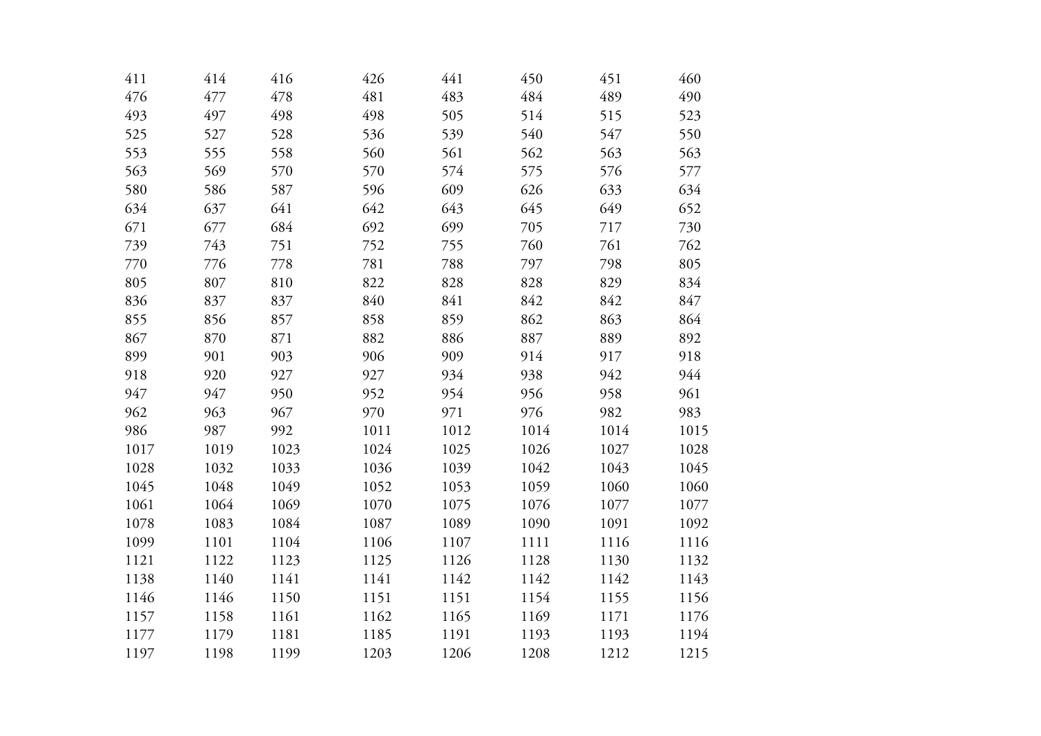| | | | | | | | |
|---|---|---|---|---|---|---|---|
| 411 | 414 | 416 | 426 | 441 | 450 | 451 | 460 |
| 476 | 477 | 478 | 481 | 483 | 484 | 489 | 490 |
| 493 | 497 | 498 | 498 | 505 | 514 | 515 | 523 |
| 525 | 527 | 528 | 536 | 539 | 540 | 547 | 550 |
| 553 | 555 | 558 | 560 | 561 | 562 | 563 | 563 |
| 563 | 569 | 570 | 570 | 574 | 575 | 576 | 577 |
| 580 | 586 | 587 | 596 | 609 | 626 | 633 | 634 |
| 634 | 637 | 641 | 642 | 643 | 645 | 649 | 652 |
| 671 | 677 | 684 | 692 | 699 | 705 | 717 | 730 |
| 739 | 743 | 751 | 752 | 755 | 760 | 761 | 762 |
| 770 | 776 | 778 | 781 | 788 | 797 | 798 | 805 |
| 805 | 807 | 810 | 822 | 828 | 828 | 829 | 834 |
| 836 | 837 | 837 | 840 | 841 | 842 | 842 | 847 |
| 855 | 856 | 857 | 858 | 859 | 862 | 863 | 864 |
| 867 | 870 | 871 | 882 | 886 | 887 | 889 | 892 |
| 899 | 901 | 903 | 906 | 909 | 914 | 917 | 918 |
| 918 | 920 | 927 | 927 | 934 | 938 | 942 | 944 |
| 947 | 947 | 950 | 952 | 954 | 956 | 958 | 961 |
| 962 | 963 | 967 | 970 | 971 | 976 | 982 | 983 |
| 986 | 987 | 992 | 1011 | 1012 | 1014 | 1014 | 1015 |
| 1017 | 1019 | 1023 | 1024 | 1025 | 1026 | 1027 | 1028 |
| 1028 | 1032 | 1033 | 1036 | 1039 | 1042 | 1043 | 1045 |
| 1045 | 1048 | 1049 | 1052 | 1053 | 1059 | 1060 | 1060 |
| 1061 | 1064 | 1069 | 1070 | 1075 | 1076 | 1077 | 1077 |
| 1078 | 1083 | 1084 | 1087 | 1089 | 1090 | 1091 | 1092 |
| 1099 | 1101 | 1104 | 1106 | 1107 | 1111 | 1116 | 1116 |
| 1121 | 1122 | 1123 | 1125 | 1126 | 1128 | 1130 | 1132 |
| 1138 | 1140 | 1141 | 1141 | 1142 | 1142 | 1142 | 1143 |
| 1146 | 1146 | 1150 | 1151 | 1151 | 1154 | 1155 | 1156 |
| 1157 | 1158 | 1161 | 1162 | 1165 | 1169 | 1171 | 1176 |
| 1177 | 1179 | 1181 | 1185 | 1191 | 1193 | 1193 | 1194 |
| 1197 | 1198 | 1199 | 1203 | 1206 | 1208 | 1212 | 1215 |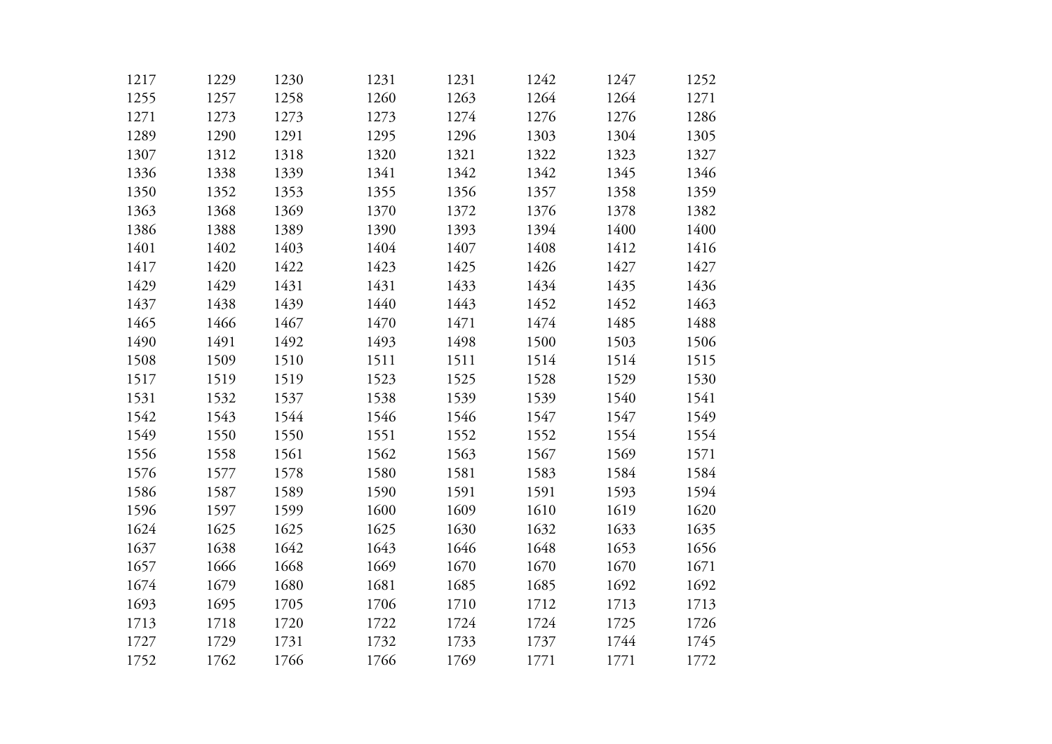| 1217 | 1229 | 1230 | 1231 | 1231 | 1242 | 1247 | 1252 |
|---|---|---|---|---|---|---|---|
| 1255 | 1257 | 1258 | 1260 | 1263 | 1264 | 1264 | 1271 |
| 1271 | 1273 | 1273 | 1273 | 1274 | 1276 | 1276 | 1286 |
| 1289 | 1290 | 1291 | 1295 | 1296 | 1303 | 1304 | 1305 |
| 1307 | 1312 | 1318 | 1320 | 1321 | 1322 | 1323 | 1327 |
| 1336 | 1338 | 1339 | 1341 | 1342 | 1342 | 1345 | 1346 |
| 1350 | 1352 | 1353 | 1355 | 1356 | 1357 | 1358 | 1359 |
| 1363 | 1368 | 1369 | 1370 | 1372 | 1376 | 1378 | 1382 |
| 1386 | 1388 | 1389 | 1390 | 1393 | 1394 | 1400 | 1400 |
| 1401 | 1402 | 1403 | 1404 | 1407 | 1408 | 1412 | 1416 |
| 1417 | 1420 | 1422 | 1423 | 1425 | 1426 | 1427 | 1427 |
| 1429 | 1429 | 1431 | 1431 | 1433 | 1434 | 1435 | 1436 |
| 1437 | 1438 | 1439 | 1440 | 1443 | 1452 | 1452 | 1463 |
| 1465 | 1466 | 1467 | 1470 | 1471 | 1474 | 1485 | 1488 |
| 1490 | 1491 | 1492 | 1493 | 1498 | 1500 | 1503 | 1506 |
| 1508 | 1509 | 1510 | 1511 | 1511 | 1514 | 1514 | 1515 |
| 1517 | 1519 | 1519 | 1523 | 1525 | 1528 | 1529 | 1530 |
| 1531 | 1532 | 1537 | 1538 | 1539 | 1539 | 1540 | 1541 |
| 1542 | 1543 | 1544 | 1546 | 1546 | 1547 | 1547 | 1549 |
| 1549 | 1550 | 1550 | 1551 | 1552 | 1552 | 1554 | 1554 |
| 1556 | 1558 | 1561 | 1562 | 1563 | 1567 | 1569 | 1571 |
| 1576 | 1577 | 1578 | 1580 | 1581 | 1583 | 1584 | 1584 |
| 1586 | 1587 | 1589 | 1590 | 1591 | 1591 | 1593 | 1594 |
| 1596 | 1597 | 1599 | 1600 | 1609 | 1610 | 1619 | 1620 |
| 1624 | 1625 | 1625 | 1625 | 1630 | 1632 | 1633 | 1635 |
| 1637 | 1638 | 1642 | 1643 | 1646 | 1648 | 1653 | 1656 |
| 1657 | 1666 | 1668 | 1669 | 1670 | 1670 | 1670 | 1671 |
| 1674 | 1679 | 1680 | 1681 | 1685 | 1685 | 1692 | 1692 |
| 1693 | 1695 | 1705 | 1706 | 1710 | 1712 | 1713 | 1713 |
| 1713 | 1718 | 1720 | 1722 | 1724 | 1724 | 1725 | 1726 |
| 1727 | 1729 | 1731 | 1732 | 1733 | 1737 | 1744 | 1745 |
| 1752 | 1762 | 1766 | 1766 | 1769 | 1771 | 1771 | 1772 |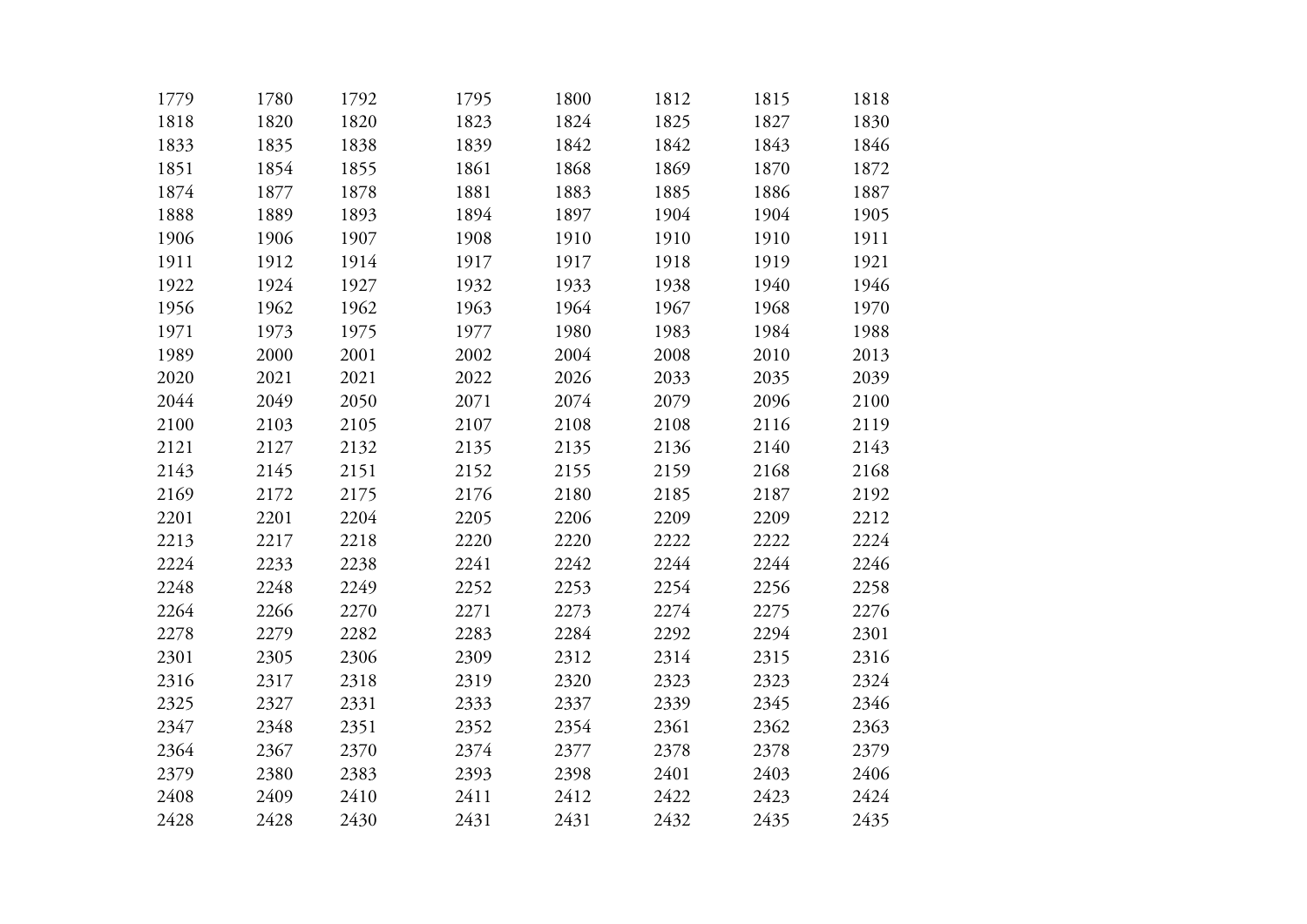| 1779 | 1780 | 1792 | 1795 | 1800 | 1812 | 1815 | 1818 |
|---|---|---|---|---|---|---|---|
| 1818 | 1820 | 1820 | 1823 | 1824 | 1825 | 1827 | 1830 |
| 1833 | 1835 | 1838 | 1839 | 1842 | 1842 | 1843 | 1846 |
| 1851 | 1854 | 1855 | 1861 | 1868 | 1869 | 1870 | 1872 |
| 1874 | 1877 | 1878 | 1881 | 1883 | 1885 | 1886 | 1887 |
| 1888 | 1889 | 1893 | 1894 | 1897 | 1904 | 1904 | 1905 |
| 1906 | 1906 | 1907 | 1908 | 1910 | 1910 | 1910 | 1911 |
| 1911 | 1912 | 1914 | 1917 | 1917 | 1918 | 1919 | 1921 |
| 1922 | 1924 | 1927 | 1932 | 1933 | 1938 | 1940 | 1946 |
| 1956 | 1962 | 1962 | 1963 | 1964 | 1967 | 1968 | 1970 |
| 1971 | 1973 | 1975 | 1977 | 1980 | 1983 | 1984 | 1988 |
| 1989 | 2000 | 2001 | 2002 | 2004 | 2008 | 2010 | 2013 |
| 2020 | 2021 | 2021 | 2022 | 2026 | 2033 | 2035 | 2039 |
| 2044 | 2049 | 2050 | 2071 | 2074 | 2079 | 2096 | 2100 |
| 2100 | 2103 | 2105 | 2107 | 2108 | 2108 | 2116 | 2119 |
| 2121 | 2127 | 2132 | 2135 | 2135 | 2136 | 2140 | 2143 |
| 2143 | 2145 | 2151 | 2152 | 2155 | 2159 | 2168 | 2168 |
| 2169 | 2172 | 2175 | 2176 | 2180 | 2185 | 2187 | 2192 |
| 2201 | 2201 | 2204 | 2205 | 2206 | 2209 | 2209 | 2212 |
| 2213 | 2217 | 2218 | 2220 | 2220 | 2222 | 2222 | 2224 |
| 2224 | 2233 | 2238 | 2241 | 2242 | 2244 | 2244 | 2246 |
| 2248 | 2248 | 2249 | 2252 | 2253 | 2254 | 2256 | 2258 |
| 2264 | 2266 | 2270 | 2271 | 2273 | 2274 | 2275 | 2276 |
| 2278 | 2279 | 2282 | 2283 | 2284 | 2292 | 2294 | 2301 |
| 2301 | 2305 | 2306 | 2309 | 2312 | 2314 | 2315 | 2316 |
| 2316 | 2317 | 2318 | 2319 | 2320 | 2323 | 2323 | 2324 |
| 2325 | 2327 | 2331 | 2333 | 2337 | 2339 | 2345 | 2346 |
| 2347 | 2348 | 2351 | 2352 | 2354 | 2361 | 2362 | 2363 |
| 2364 | 2367 | 2370 | 2374 | 2377 | 2378 | 2378 | 2379 |
| 2379 | 2380 | 2383 | 2393 | 2398 | 2401 | 2403 | 2406 |
| 2408 | 2409 | 2410 | 2411 | 2412 | 2422 | 2423 | 2424 |
| 2428 | 2428 | 2430 | 2431 | 2431 | 2432 | 2435 | 2435 |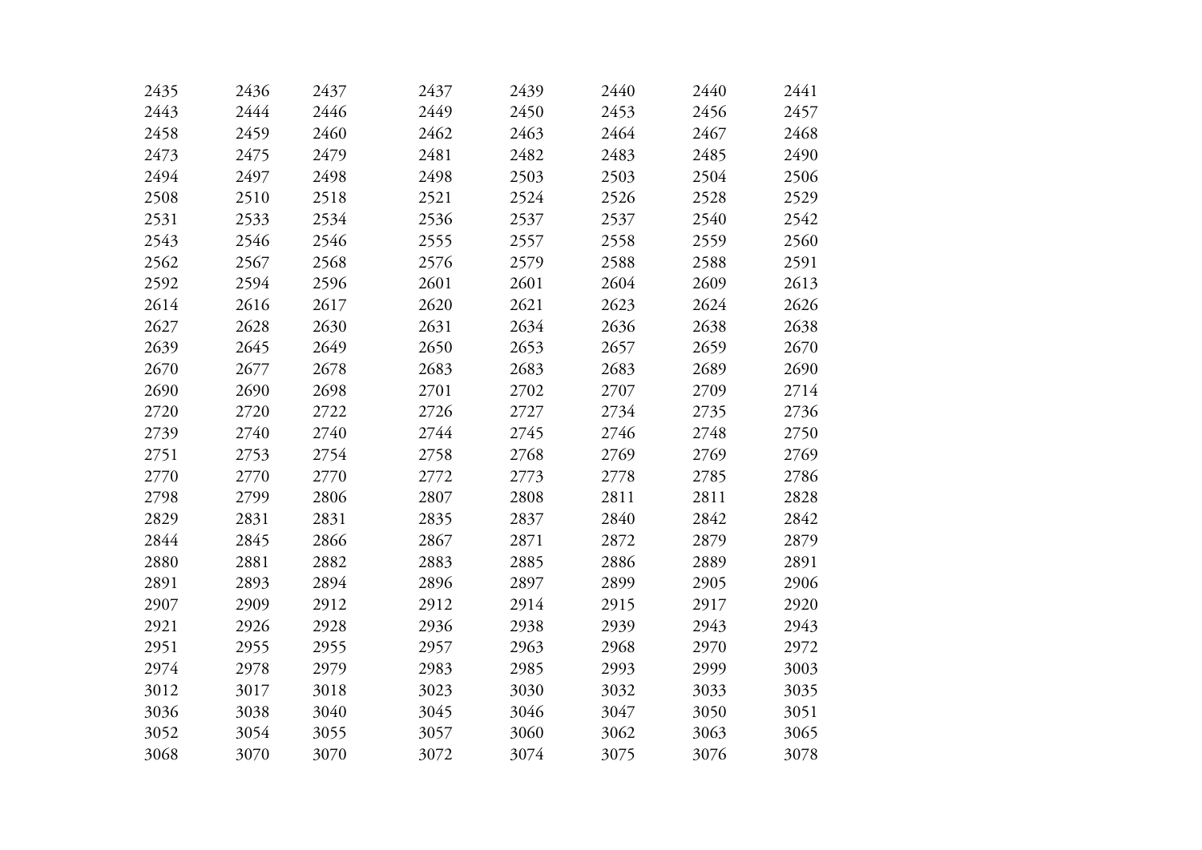| | | | | | | | |
|---|---|---|---|---|---|---|---|
| 2435 | 2436 | 2437 | 2437 | 2439 | 2440 | 2440 | 2441 |
| 2443 | 2444 | 2446 | 2449 | 2450 | 2453 | 2456 | 2457 |
| 2458 | 2459 | 2460 | 2462 | 2463 | 2464 | 2467 | 2468 |
| 2473 | 2475 | 2479 | 2481 | 2482 | 2483 | 2485 | 2490 |
| 2494 | 2497 | 2498 | 2498 | 2503 | 2503 | 2504 | 2506 |
| 2508 | 2510 | 2518 | 2521 | 2524 | 2526 | 2528 | 2529 |
| 2531 | 2533 | 2534 | 2536 | 2537 | 2537 | 2540 | 2542 |
| 2543 | 2546 | 2546 | 2555 | 2557 | 2558 | 2559 | 2560 |
| 2562 | 2567 | 2568 | 2576 | 2579 | 2588 | 2588 | 2591 |
| 2592 | 2594 | 2596 | 2601 | 2601 | 2604 | 2609 | 2613 |
| 2614 | 2616 | 2617 | 2620 | 2621 | 2623 | 2624 | 2626 |
| 2627 | 2628 | 2630 | 2631 | 2634 | 2636 | 2638 | 2638 |
| 2639 | 2645 | 2649 | 2650 | 2653 | 2657 | 2659 | 2670 |
| 2670 | 2677 | 2678 | 2683 | 2683 | 2683 | 2689 | 2690 |
| 2690 | 2690 | 2698 | 2701 | 2702 | 2707 | 2709 | 2714 |
| 2720 | 2720 | 2722 | 2726 | 2727 | 2734 | 2735 | 2736 |
| 2739 | 2740 | 2740 | 2744 | 2745 | 2746 | 2748 | 2750 |
| 2751 | 2753 | 2754 | 2758 | 2768 | 2769 | 2769 | 2769 |
| 2770 | 2770 | 2770 | 2772 | 2773 | 2778 | 2785 | 2786 |
| 2798 | 2799 | 2806 | 2807 | 2808 | 2811 | 2811 | 2828 |
| 2829 | 2831 | 2831 | 2835 | 2837 | 2840 | 2842 | 2842 |
| 2844 | 2845 | 2866 | 2867 | 2871 | 2872 | 2879 | 2879 |
| 2880 | 2881 | 2882 | 2883 | 2885 | 2886 | 2889 | 2891 |
| 2891 | 2893 | 2894 | 2896 | 2897 | 2899 | 2905 | 2906 |
| 2907 | 2909 | 2912 | 2912 | 2914 | 2915 | 2917 | 2920 |
| 2921 | 2926 | 2928 | 2936 | 2938 | 2939 | 2943 | 2943 |
| 2951 | 2955 | 2955 | 2957 | 2963 | 2968 | 2970 | 2972 |
| 2974 | 2978 | 2979 | 2983 | 2985 | 2993 | 2999 | 3003 |
| 3012 | 3017 | 3018 | 3023 | 3030 | 3032 | 3033 | 3035 |
| 3036 | 3038 | 3040 | 3045 | 3046 | 3047 | 3050 | 3051 |
| 3052 | 3054 | 3055 | 3057 | 3060 | 3062 | 3063 | 3065 |
| 3068 | 3070 | 3070 | 3072 | 3074 | 3075 | 3076 | 3078 |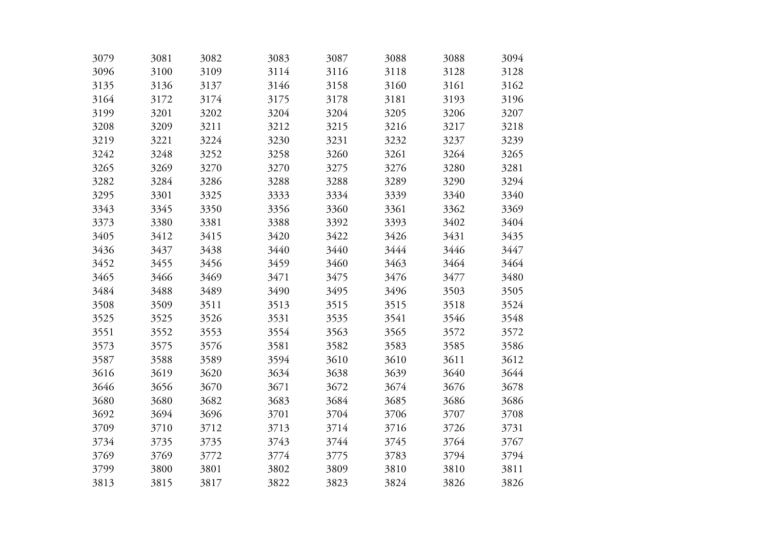| | | | | | | | |
|---|---|---|---|---|---|---|---|
| 3079 | 3081 | 3082 | 3083 | 3087 | 3088 | 3088 | 3094 |
| 3096 | 3100 | 3109 | 3114 | 3116 | 3118 | 3128 | 3128 |
| 3135 | 3136 | 3137 | 3146 | 3158 | 3160 | 3161 | 3162 |
| 3164 | 3172 | 3174 | 3175 | 3178 | 3181 | 3193 | 3196 |
| 3199 | 3201 | 3202 | 3204 | 3204 | 3205 | 3206 | 3207 |
| 3208 | 3209 | 3211 | 3212 | 3215 | 3216 | 3217 | 3218 |
| 3219 | 3221 | 3224 | 3230 | 3231 | 3232 | 3237 | 3239 |
| 3242 | 3248 | 3252 | 3258 | 3260 | 3261 | 3264 | 3265 |
| 3265 | 3269 | 3270 | 3270 | 3275 | 3276 | 3280 | 3281 |
| 3282 | 3284 | 3286 | 3288 | 3288 | 3289 | 3290 | 3294 |
| 3295 | 3301 | 3325 | 3333 | 3334 | 3339 | 3340 | 3340 |
| 3343 | 3345 | 3350 | 3356 | 3360 | 3361 | 3362 | 3369 |
| 3373 | 3380 | 3381 | 3388 | 3392 | 3393 | 3402 | 3404 |
| 3405 | 3412 | 3415 | 3420 | 3422 | 3426 | 3431 | 3435 |
| 3436 | 3437 | 3438 | 3440 | 3440 | 3444 | 3446 | 3447 |
| 3452 | 3455 | 3456 | 3459 | 3460 | 3463 | 3464 | 3464 |
| 3465 | 3466 | 3469 | 3471 | 3475 | 3476 | 3477 | 3480 |
| 3484 | 3488 | 3489 | 3490 | 3495 | 3496 | 3503 | 3505 |
| 3508 | 3509 | 3511 | 3513 | 3515 | 3515 | 3518 | 3524 |
| 3525 | 3525 | 3526 | 3531 | 3535 | 3541 | 3546 | 3548 |
| 3551 | 3552 | 3553 | 3554 | 3563 | 3565 | 3572 | 3572 |
| 3573 | 3575 | 3576 | 3581 | 3582 | 3583 | 3585 | 3586 |
| 3587 | 3588 | 3589 | 3594 | 3610 | 3610 | 3611 | 3612 |
| 3616 | 3619 | 3620 | 3634 | 3638 | 3639 | 3640 | 3644 |
| 3646 | 3656 | 3670 | 3671 | 3672 | 3674 | 3676 | 3678 |
| 3680 | 3680 | 3682 | 3683 | 3684 | 3685 | 3686 | 3686 |
| 3692 | 3694 | 3696 | 3701 | 3704 | 3706 | 3707 | 3708 |
| 3709 | 3710 | 3712 | 3713 | 3714 | 3716 | 3726 | 3731 |
| 3734 | 3735 | 3735 | 3743 | 3744 | 3745 | 3764 | 3767 |
| 3769 | 3769 | 3772 | 3774 | 3775 | 3783 | 3794 | 3794 |
| 3799 | 3800 | 3801 | 3802 | 3809 | 3810 | 3810 | 3811 |
| 3813 | 3815 | 3817 | 3822 | 3823 | 3824 | 3826 | 3826 |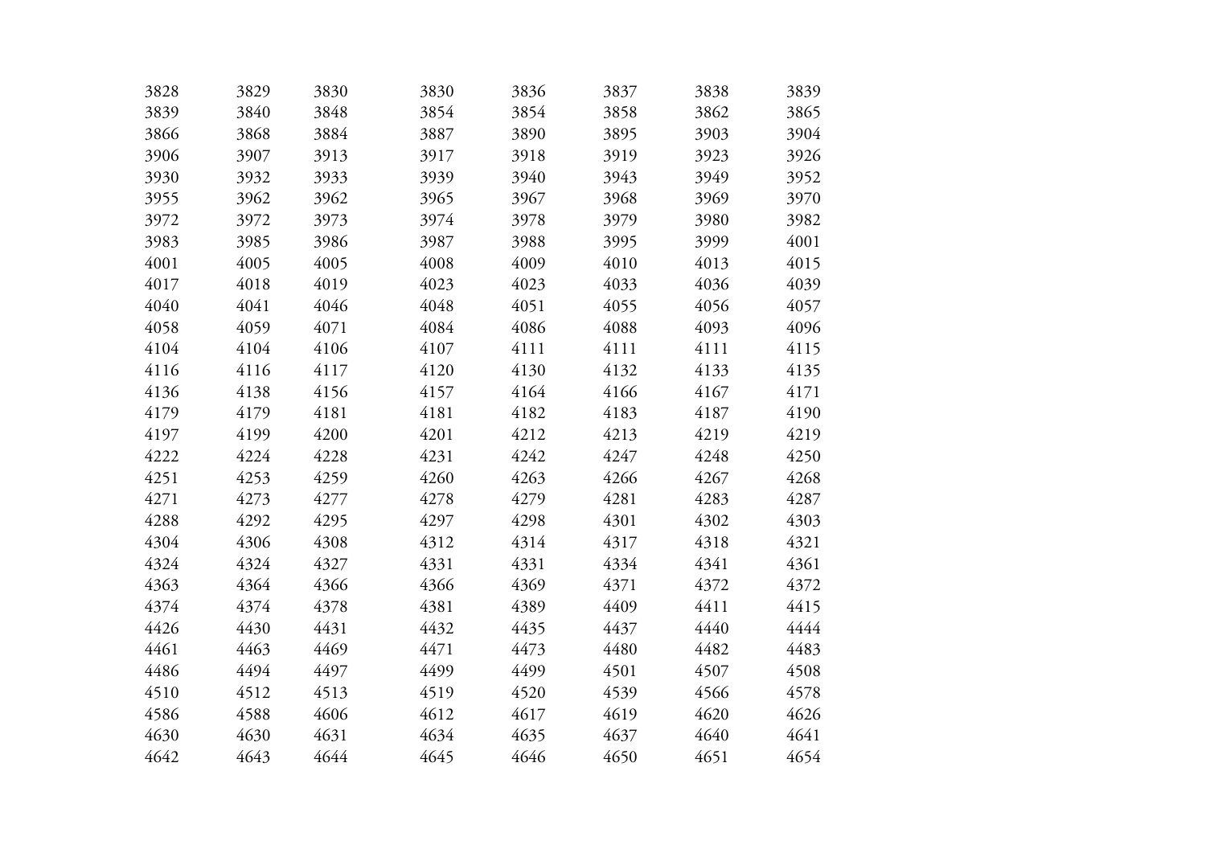3828 3829 3830 3830 3836 3837 3838 3839
3839 3840 3848 3854 3854 3858 3862 3865
3866 3868 3884 3887 3890 3895 3903 3904
3906 3907 3913 3917 3918 3919 3923 3926
3930 3932 3933 3939 3940 3943 3949 3952
3955 3962 3962 3965 3967 3968 3969 3970
3972 3972 3973 3974 3978 3979 3980 3982
3983 3985 3986 3987 3988 3995 3999 4001
4001 4005 4005 4008 4009 4010 4013 4015
4017 4018 4019 4023 4023 4033 4036 4039
4040 4041 4046 4048 4051 4055 4056 4057
4058 4059 4071 4084 4086 4088 4093 4096
4104 4104 4106 4107 4111 4111 4111 4115
4116 4116 4117 4120 4130 4132 4133 4135
4136 4138 4156 4157 4164 4166 4167 4171
4179 4179 4181 4181 4182 4183 4187 4190
4197 4199 4200 4201 4212 4213 4219 4219
4222 4224 4228 4231 4242 4247 4248 4250
4251 4253 4259 4260 4263 4266 4267 4268
4271 4273 4277 4278 4279 4281 4283 4287
4288 4292 4295 4297 4298 4301 4302 4303
4304 4306 4308 4312 4314 4317 4318 4321
4324 4324 4327 4331 4331 4334 4341 4361
4363 4364 4366 4366 4369 4371 4372 4372
4374 4374 4378 4381 4389 4409 4411 4415
4426 4430 4431 4432 4435 4437 4440 4444
4461 4463 4469 4471 4473 4480 4482 4483
4486 4494 4497 4499 4499 4501 4507 4508
4510 4512 4513 4519 4520 4539 4566 4578
4586 4588 4606 4612 4617 4619 4620 4626
4630 4630 4631 4634 4635 4637 4640 4641
4642 4643 4644 4645 4646 4650 4651 4654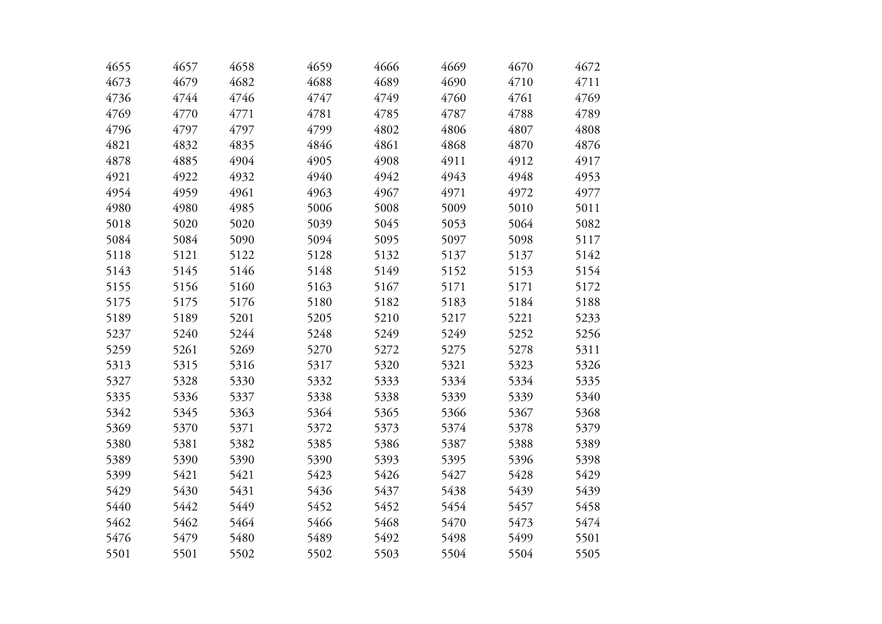| | | | | | | | |
|---|---|---|---|---|---|---|---|
| 4655 | 4657 | 4658 | 4659 | 4666 | 4669 | 4670 | 4672 |
| 4673 | 4679 | 4682 | 4688 | 4689 | 4690 | 4710 | 4711 |
| 4736 | 4744 | 4746 | 4747 | 4749 | 4760 | 4761 | 4769 |
| 4769 | 4770 | 4771 | 4781 | 4785 | 4787 | 4788 | 4789 |
| 4796 | 4797 | 4797 | 4799 | 4802 | 4806 | 4807 | 4808 |
| 4821 | 4832 | 4835 | 4846 | 4861 | 4868 | 4870 | 4876 |
| 4878 | 4885 | 4904 | 4905 | 4908 | 4911 | 4912 | 4917 |
| 4921 | 4922 | 4932 | 4940 | 4942 | 4943 | 4948 | 4953 |
| 4954 | 4959 | 4961 | 4963 | 4967 | 4971 | 4972 | 4977 |
| 4980 | 4980 | 4985 | 5006 | 5008 | 5009 | 5010 | 5011 |
| 5018 | 5020 | 5020 | 5039 | 5045 | 5053 | 5064 | 5082 |
| 5084 | 5084 | 5090 | 5094 | 5095 | 5097 | 5098 | 5117 |
| 5118 | 5121 | 5122 | 5128 | 5132 | 5137 | 5137 | 5142 |
| 5143 | 5145 | 5146 | 5148 | 5149 | 5152 | 5153 | 5154 |
| 5155 | 5156 | 5160 | 5163 | 5167 | 5171 | 5171 | 5172 |
| 5175 | 5175 | 5176 | 5180 | 5182 | 5183 | 5184 | 5188 |
| 5189 | 5189 | 5201 | 5205 | 5210 | 5217 | 5221 | 5233 |
| 5237 | 5240 | 5244 | 5248 | 5249 | 5249 | 5252 | 5256 |
| 5259 | 5261 | 5269 | 5270 | 5272 | 5275 | 5278 | 5311 |
| 5313 | 5315 | 5316 | 5317 | 5320 | 5321 | 5323 | 5326 |
| 5327 | 5328 | 5330 | 5332 | 5333 | 5334 | 5334 | 5335 |
| 5335 | 5336 | 5337 | 5338 | 5338 | 5339 | 5339 | 5340 |
| 5342 | 5345 | 5363 | 5364 | 5365 | 5366 | 5367 | 5368 |
| 5369 | 5370 | 5371 | 5372 | 5373 | 5374 | 5378 | 5379 |
| 5380 | 5381 | 5382 | 5385 | 5386 | 5387 | 5388 | 5389 |
| 5389 | 5390 | 5390 | 5390 | 5393 | 5395 | 5396 | 5398 |
| 5399 | 5421 | 5421 | 5423 | 5426 | 5427 | 5428 | 5429 |
| 5429 | 5430 | 5431 | 5436 | 5437 | 5438 | 5439 | 5439 |
| 5440 | 5442 | 5449 | 5452 | 5452 | 5454 | 5457 | 5458 |
| 5462 | 5462 | 5464 | 5466 | 5468 | 5470 | 5473 | 5474 |
| 5476 | 5479 | 5480 | 5489 | 5492 | 5498 | 5499 | 5501 |
| 5501 | 5501 | 5502 | 5502 | 5503 | 5504 | 5504 | 5505 |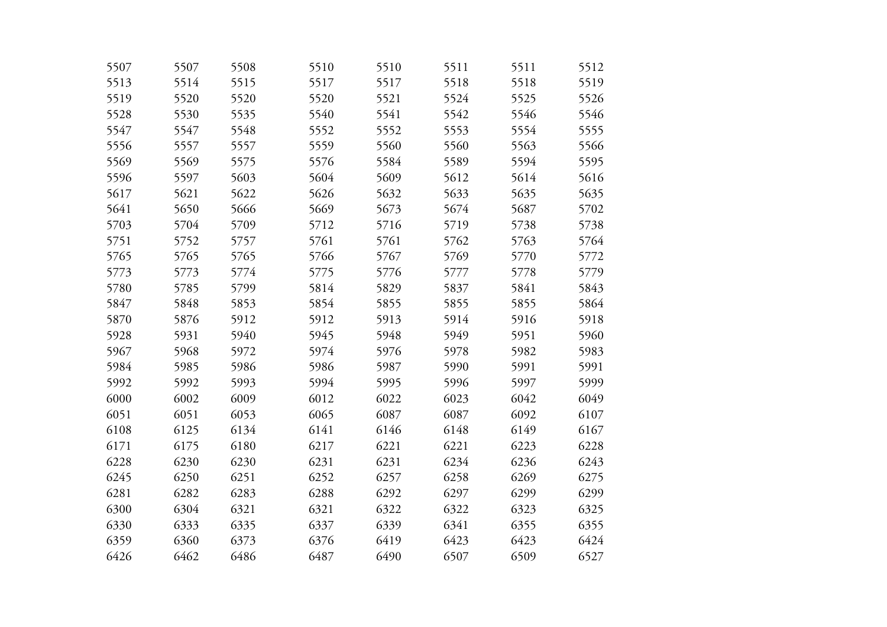| 5507 | 5507 | 5508 | 5510 | 5510 | 5511 | 5511 | 5512 |
|---|---|---|---|---|---|---|---|
| 5513 | 5514 | 5515 | 5517 | 5517 | 5518 | 5518 | 5519 |
| 5519 | 5520 | 5520 | 5520 | 5521 | 5524 | 5525 | 5526 |
| 5528 | 5530 | 5535 | 5540 | 5541 | 5542 | 5546 | 5546 |
| 5547 | 5547 | 5548 | 5552 | 5552 | 5553 | 5554 | 5555 |
| 5556 | 5557 | 5557 | 5559 | 5560 | 5560 | 5563 | 5566 |
| 5569 | 5569 | 5575 | 5576 | 5584 | 5589 | 5594 | 5595 |
| 5596 | 5597 | 5603 | 5604 | 5609 | 5612 | 5614 | 5616 |
| 5617 | 5621 | 5622 | 5626 | 5632 | 5633 | 5635 | 5635 |
| 5641 | 5650 | 5666 | 5669 | 5673 | 5674 | 5687 | 5702 |
| 5703 | 5704 | 5709 | 5712 | 5716 | 5719 | 5738 | 5738 |
| 5751 | 5752 | 5757 | 5761 | 5761 | 5762 | 5763 | 5764 |
| 5765 | 5765 | 5765 | 5766 | 5767 | 5769 | 5770 | 5772 |
| 5773 | 5773 | 5774 | 5775 | 5776 | 5777 | 5778 | 5779 |
| 5780 | 5785 | 5799 | 5814 | 5829 | 5837 | 5841 | 5843 |
| 5847 | 5848 | 5853 | 5854 | 5855 | 5855 | 5855 | 5864 |
| 5870 | 5876 | 5912 | 5912 | 5913 | 5914 | 5916 | 5918 |
| 5928 | 5931 | 5940 | 5945 | 5948 | 5949 | 5951 | 5960 |
| 5967 | 5968 | 5972 | 5974 | 5976 | 5978 | 5982 | 5983 |
| 5984 | 5985 | 5986 | 5986 | 5987 | 5990 | 5991 | 5991 |
| 5992 | 5992 | 5993 | 5994 | 5995 | 5996 | 5997 | 5999 |
| 6000 | 6002 | 6009 | 6012 | 6022 | 6023 | 6042 | 6049 |
| 6051 | 6051 | 6053 | 6065 | 6087 | 6087 | 6092 | 6107 |
| 6108 | 6125 | 6134 | 6141 | 6146 | 6148 | 6149 | 6167 |
| 6171 | 6175 | 6180 | 6217 | 6221 | 6221 | 6223 | 6228 |
| 6228 | 6230 | 6230 | 6231 | 6231 | 6234 | 6236 | 6243 |
| 6245 | 6250 | 6251 | 6252 | 6257 | 6258 | 6269 | 6275 |
| 6281 | 6282 | 6283 | 6288 | 6292 | 6297 | 6299 | 6299 |
| 6300 | 6304 | 6321 | 6321 | 6322 | 6322 | 6323 | 6325 |
| 6330 | 6333 | 6335 | 6337 | 6339 | 6341 | 6355 | 6355 |
| 6359 | 6360 | 6373 | 6376 | 6419 | 6423 | 6423 | 6424 |
| 6426 | 6462 | 6486 | 6487 | 6490 | 6507 | 6509 | 6527 |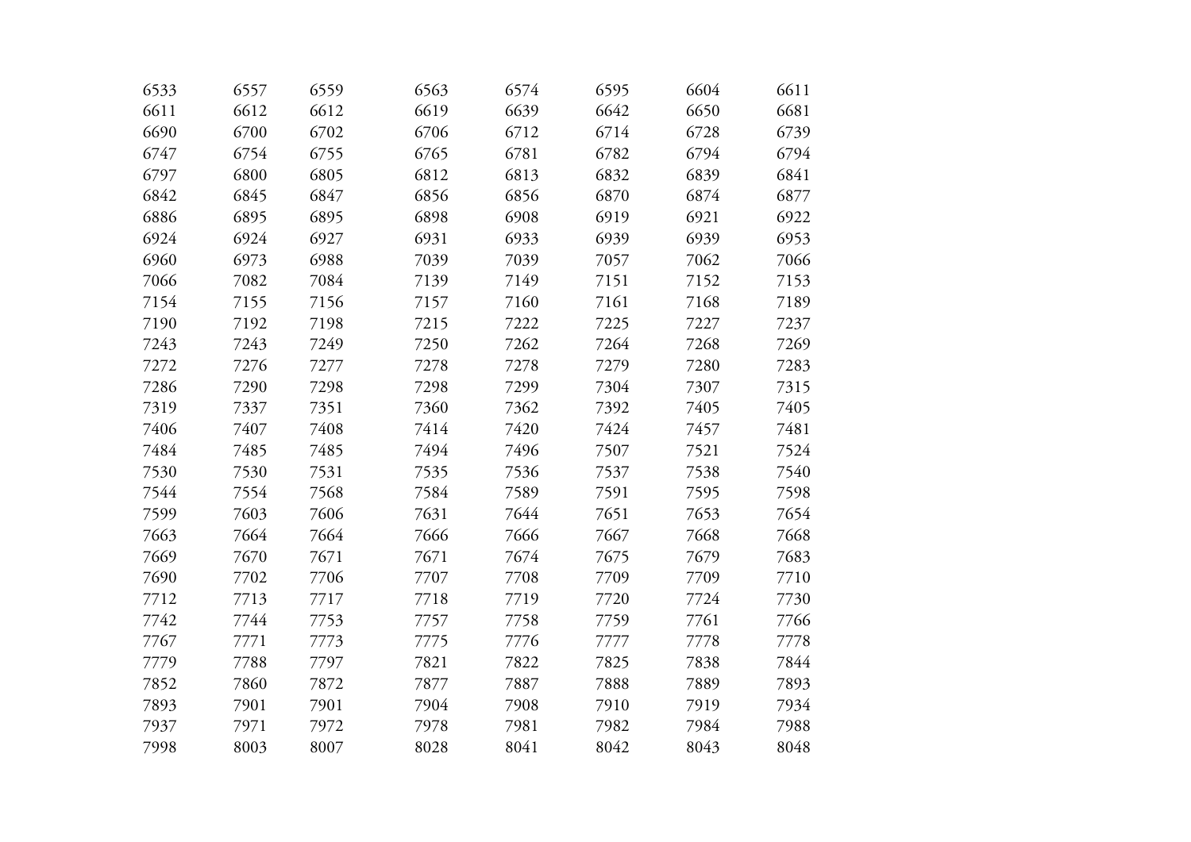| | | | | | | | |
|---|---|---|---|---|---|---|---|
| 6533 | 6557 | 6559 | 6563 | 6574 | 6595 | 6604 | 6611 |
| 6611 | 6612 | 6612 | 6619 | 6639 | 6642 | 6650 | 6681 |
| 6690 | 6700 | 6702 | 6706 | 6712 | 6714 | 6728 | 6739 |
| 6747 | 6754 | 6755 | 6765 | 6781 | 6782 | 6794 | 6794 |
| 6797 | 6800 | 6805 | 6812 | 6813 | 6832 | 6839 | 6841 |
| 6842 | 6845 | 6847 | 6856 | 6856 | 6870 | 6874 | 6877 |
| 6886 | 6895 | 6895 | 6898 | 6908 | 6919 | 6921 | 6922 |
| 6924 | 6924 | 6927 | 6931 | 6933 | 6939 | 6939 | 6953 |
| 6960 | 6973 | 6988 | 7039 | 7039 | 7057 | 7062 | 7066 |
| 7066 | 7082 | 7084 | 7139 | 7149 | 7151 | 7152 | 7153 |
| 7154 | 7155 | 7156 | 7157 | 7160 | 7161 | 7168 | 7189 |
| 7190 | 7192 | 7198 | 7215 | 7222 | 7225 | 7227 | 7237 |
| 7243 | 7243 | 7249 | 7250 | 7262 | 7264 | 7268 | 7269 |
| 7272 | 7276 | 7277 | 7278 | 7278 | 7279 | 7280 | 7283 |
| 7286 | 7290 | 7298 | 7298 | 7299 | 7304 | 7307 | 7315 |
| 7319 | 7337 | 7351 | 7360 | 7362 | 7392 | 7405 | 7405 |
| 7406 | 7407 | 7408 | 7414 | 7420 | 7424 | 7457 | 7481 |
| 7484 | 7485 | 7485 | 7494 | 7496 | 7507 | 7521 | 7524 |
| 7530 | 7530 | 7531 | 7535 | 7536 | 7537 | 7538 | 7540 |
| 7544 | 7554 | 7568 | 7584 | 7589 | 7591 | 7595 | 7598 |
| 7599 | 7603 | 7606 | 7631 | 7644 | 7651 | 7653 | 7654 |
| 7663 | 7664 | 7664 | 7666 | 7666 | 7667 | 7668 | 7668 |
| 7669 | 7670 | 7671 | 7671 | 7674 | 7675 | 7679 | 7683 |
| 7690 | 7702 | 7706 | 7707 | 7708 | 7709 | 7709 | 7710 |
| 7712 | 7713 | 7717 | 7718 | 7719 | 7720 | 7724 | 7730 |
| 7742 | 7744 | 7753 | 7757 | 7758 | 7759 | 7761 | 7766 |
| 7767 | 7771 | 7773 | 7775 | 7776 | 7777 | 7778 | 7778 |
| 7779 | 7788 | 7797 | 7821 | 7822 | 7825 | 7838 | 7844 |
| 7852 | 7860 | 7872 | 7877 | 7887 | 7888 | 7889 | 7893 |
| 7893 | 7901 | 7901 | 7904 | 7908 | 7910 | 7919 | 7934 |
| 7937 | 7971 | 7972 | 7978 | 7981 | 7982 | 7984 | 7988 |
| 7998 | 8003 | 8007 | 8028 | 8041 | 8042 | 8043 | 8048 |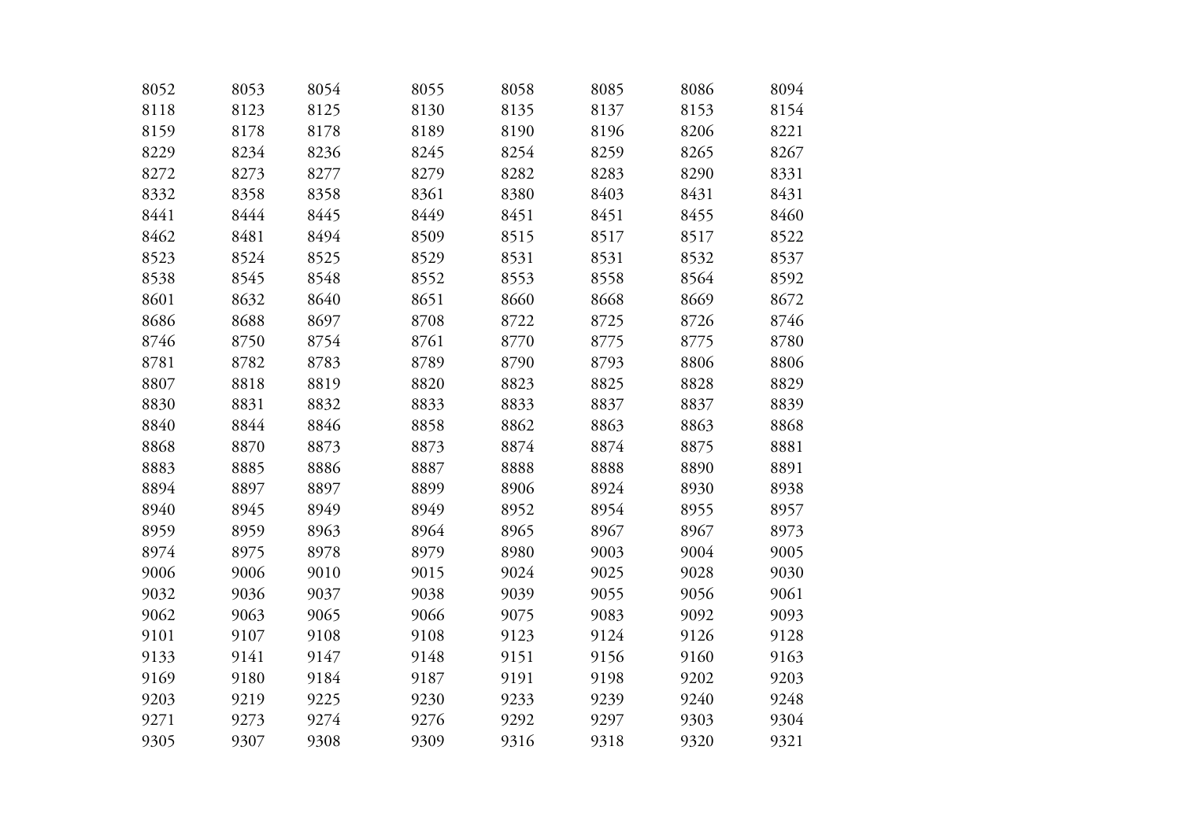| 8052 | 8053 | 8054 | 8055 | 8058 | 8085 | 8086 | 8094 |
|---|---|---|---|---|---|---|---|
| 8118 | 8123 | 8125 | 8130 | 8135 | 8137 | 8153 | 8154 |
| 8159 | 8178 | 8178 | 8189 | 8190 | 8196 | 8206 | 8221 |
| 8229 | 8234 | 8236 | 8245 | 8254 | 8259 | 8265 | 8267 |
| 8272 | 8273 | 8277 | 8279 | 8282 | 8283 | 8290 | 8331 |
| 8332 | 8358 | 8358 | 8361 | 8380 | 8403 | 8431 | 8431 |
| 8441 | 8444 | 8445 | 8449 | 8451 | 8451 | 8455 | 8460 |
| 8462 | 8481 | 8494 | 8509 | 8515 | 8517 | 8517 | 8522 |
| 8523 | 8524 | 8525 | 8529 | 8531 | 8531 | 8532 | 8537 |
| 8538 | 8545 | 8548 | 8552 | 8553 | 8558 | 8564 | 8592 |
| 8601 | 8632 | 8640 | 8651 | 8660 | 8668 | 8669 | 8672 |
| 8686 | 8688 | 8697 | 8708 | 8722 | 8725 | 8726 | 8746 |
| 8746 | 8750 | 8754 | 8761 | 8770 | 8775 | 8775 | 8780 |
| 8781 | 8782 | 8783 | 8789 | 8790 | 8793 | 8806 | 8806 |
| 8807 | 8818 | 8819 | 8820 | 8823 | 8825 | 8828 | 8829 |
| 8830 | 8831 | 8832 | 8833 | 8833 | 8837 | 8837 | 8839 |
| 8840 | 8844 | 8846 | 8858 | 8862 | 8863 | 8863 | 8868 |
| 8868 | 8870 | 8873 | 8873 | 8874 | 8874 | 8875 | 8881 |
| 8883 | 8885 | 8886 | 8887 | 8888 | 8888 | 8890 | 8891 |
| 8894 | 8897 | 8897 | 8899 | 8906 | 8924 | 8930 | 8938 |
| 8940 | 8945 | 8949 | 8949 | 8952 | 8954 | 8955 | 8957 |
| 8959 | 8959 | 8963 | 8964 | 8965 | 8967 | 8967 | 8973 |
| 8974 | 8975 | 8978 | 8979 | 8980 | 9003 | 9004 | 9005 |
| 9006 | 9006 | 9010 | 9015 | 9024 | 9025 | 9028 | 9030 |
| 9032 | 9036 | 9037 | 9038 | 9039 | 9055 | 9056 | 9061 |
| 9062 | 9063 | 9065 | 9066 | 9075 | 9083 | 9092 | 9093 |
| 9101 | 9107 | 9108 | 9108 | 9123 | 9124 | 9126 | 9128 |
| 9133 | 9141 | 9147 | 9148 | 9151 | 9156 | 9160 | 9163 |
| 9169 | 9180 | 9184 | 9187 | 9191 | 9198 | 9202 | 9203 |
| 9203 | 9219 | 9225 | 9230 | 9233 | 9239 | 9240 | 9248 |
| 9271 | 9273 | 9274 | 9276 | 9292 | 9297 | 9303 | 9304 |
| 9305 | 9307 | 9308 | 9309 | 9316 | 9318 | 9320 | 9321 |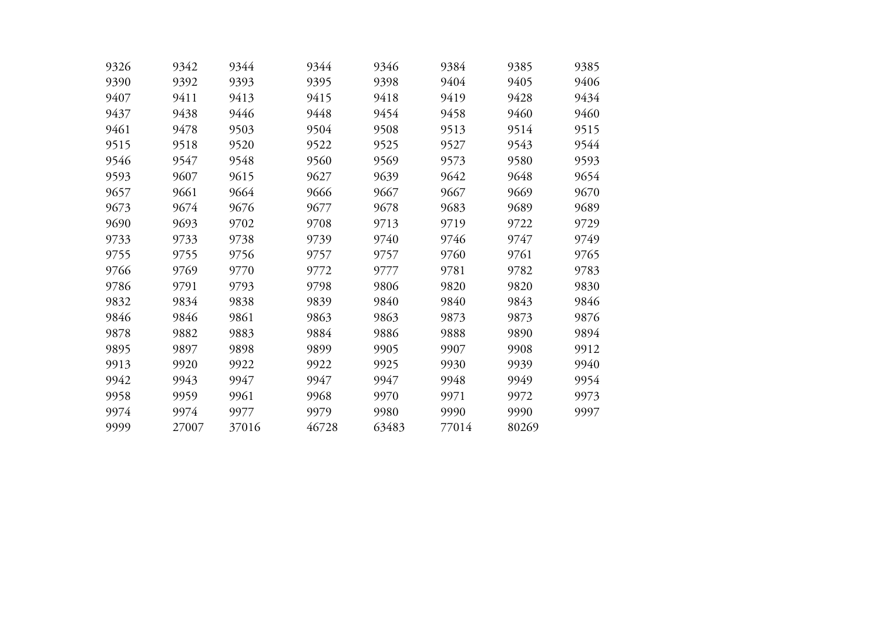| | | | | | | | |
|---|---|---|---|---|---|---|---|
| 9326 | 9342 | 9344 | 9344 | 9346 | 9384 | 9385 | 9385 |
| 9390 | 9392 | 9393 | 9395 | 9398 | 9404 | 9405 | 9406 |
| 9407 | 9411 | 9413 | 9415 | 9418 | 9419 | 9428 | 9434 |
| 9437 | 9438 | 9446 | 9448 | 9454 | 9458 | 9460 | 9460 |
| 9461 | 9478 | 9503 | 9504 | 9508 | 9513 | 9514 | 9515 |
| 9515 | 9518 | 9520 | 9522 | 9525 | 9527 | 9543 | 9544 |
| 9546 | 9547 | 9548 | 9560 | 9569 | 9573 | 9580 | 9593 |
| 9593 | 9607 | 9615 | 9627 | 9639 | 9642 | 9648 | 9654 |
| 9657 | 9661 | 9664 | 9666 | 9667 | 9667 | 9669 | 9670 |
| 9673 | 9674 | 9676 | 9677 | 9678 | 9683 | 9689 | 9689 |
| 9690 | 9693 | 9702 | 9708 | 9713 | 9719 | 9722 | 9729 |
| 9733 | 9733 | 9738 | 9739 | 9740 | 9746 | 9747 | 9749 |
| 9755 | 9755 | 9756 | 9757 | 9757 | 9760 | 9761 | 9765 |
| 9766 | 9769 | 9770 | 9772 | 9777 | 9781 | 9782 | 9783 |
| 9786 | 9791 | 9793 | 9798 | 9806 | 9820 | 9820 | 9830 |
| 9832 | 9834 | 9838 | 9839 | 9840 | 9840 | 9843 | 9846 |
| 9846 | 9846 | 9861 | 9863 | 9863 | 9873 | 9873 | 9876 |
| 9878 | 9882 | 9883 | 9884 | 9886 | 9888 | 9890 | 9894 |
| 9895 | 9897 | 9898 | 9899 | 9905 | 9907 | 9908 | 9912 |
| 9913 | 9920 | 9922 | 9922 | 9925 | 9930 | 9939 | 9940 |
| 9942 | 9943 | 9947 | 9947 | 9947 | 9948 | 9949 | 9954 |
| 9958 | 9959 | 9961 | 9968 | 9970 | 9971 | 9972 | 9973 |
| 9974 | 9974 | 9977 | 9979 | 9980 | 9990 | 9990 | 9997 |
| 9999 | 27007 | 37016 | 46728 | 63483 | 77014 | 80269 | |